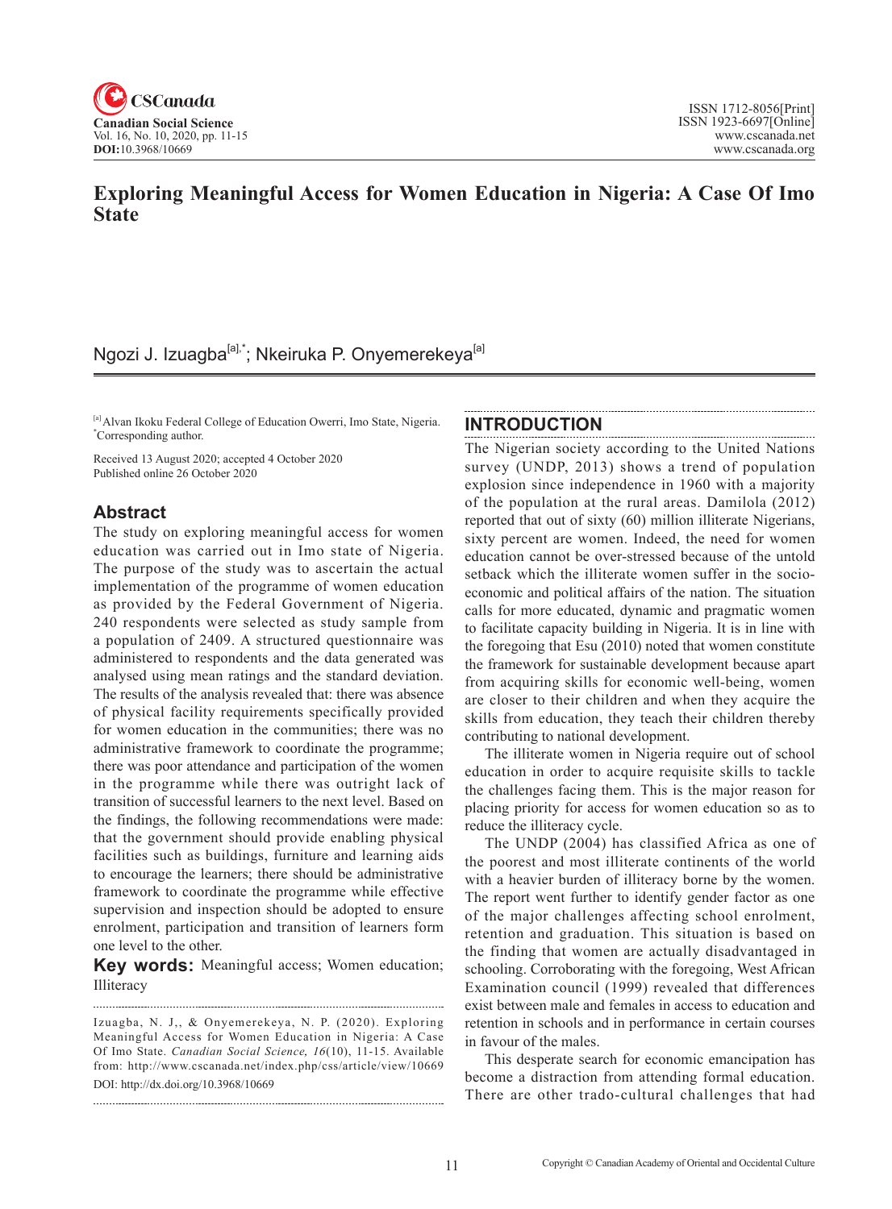# Exploring Meaningful Access for Women Education in Nigeria: A Case Of Imo State

Ngozi J. Izuagba[a],*; Nkeiruka P. Onyemerekeya[a]

[a] Alvan Ikoku Federal College of Education Owerri, Imo State, Nigeria.
*Corresponding author.

Received 13 August 2020; accepted 4 October 2020
Published online 26 October 2020

## Abstract

The study on exploring meaningful access for women education was carried out in Imo state of Nigeria. The purpose of the study was to ascertain the actual implementation of the programme of women education as provided by the Federal Government of Nigeria. 240 respondents were selected as study sample from a population of 2409. A structured questionnaire was administered to respondents and the data generated was analysed using mean ratings and the standard deviation. The results of the analysis revealed that: there was absence of physical facility requirements specifically provided for women education in the communities; there was no administrative framework to coordinate the programme; there was poor attendance and participation of the women in the programme while there was outright lack of transition of successful learners to the next level. Based on the findings, the following recommendations were made: that the government should provide enabling physical facilities such as buildings, furniture and learning aids to encourage the learners; there should be administrative framework to coordinate the programme while effective supervision and inspection should be adopted to ensure enrolment, participation and transition of learners form one level to the other.

**Key words:** Meaningful access; Women education; Illiteracy

Izuagba, N. J,, & Onyemerekeya, N. P. (2020). Exploring Meaningful Access for Women Education in Nigeria: A Case Of Imo State. *Canadian Social Science, 16*(10), 11-15. Available from: http://www.cscanada.net/index.php/css/article/view/10669
DOI: http://dx.doi.org/10.3968/10669

## INTRODUCTION

The Nigerian society according to the United Nations survey (UNDP, 2013) shows a trend of population explosion since independence in 1960 with a majority of the population at the rural areas. Damilola (2012) reported that out of sixty (60) million illiterate Nigerians, sixty percent are women. Indeed, the need for women education cannot be over-stressed because of the untold setback which the illiterate women suffer in the socio-economic and political affairs of the nation. The situation calls for more educated, dynamic and pragmatic women to facilitate capacity building in Nigeria. It is in line with the foregoing that Esu (2010) noted that women constitute the framework for sustainable development because apart from acquiring skills for economic well-being, women are closer to their children and when they acquire the skills from education, they teach their children thereby contributing to national development.

The illiterate women in Nigeria require out of school education in order to acquire requisite skills to tackle the challenges facing them. This is the major reason for placing priority for access for women education so as to reduce the illiteracy cycle.

The UNDP (2004) has classified Africa as one of the poorest and most illiterate continents of the world with a heavier burden of illiteracy borne by the women. The report went further to identify gender factor as one of the major challenges affecting school enrolment, retention and graduation. This situation is based on the finding that women are actually disadvantaged in schooling. Corroborating with the foregoing, West African Examination council (1999) revealed that differences exist between male and females in access to education and retention in schools and in performance in certain courses in favour of the males.

This desperate search for economic emancipation has become a distraction from attending formal education. There are other trado-cultural challenges that had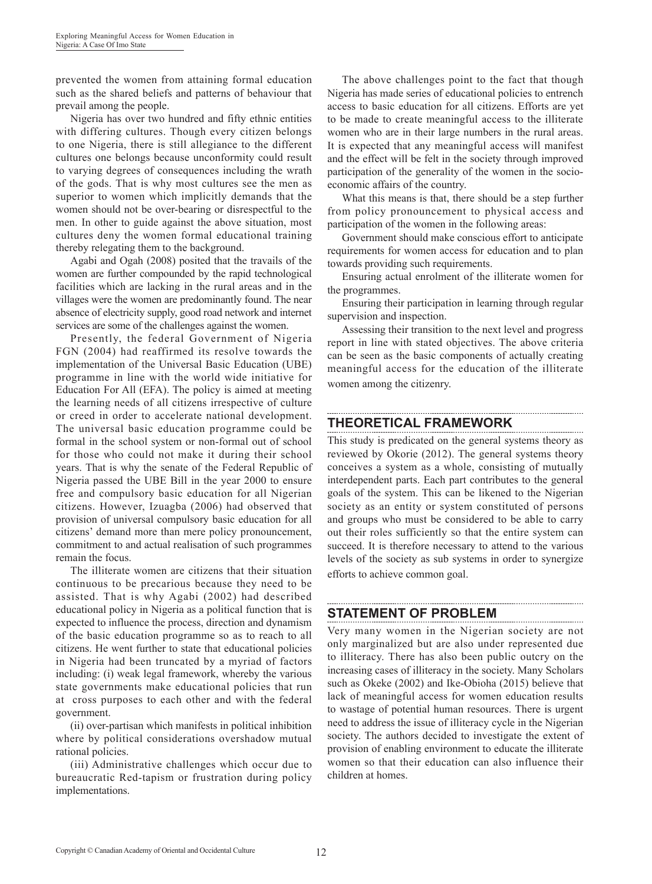prevented the women from attaining formal education such as the shared beliefs and patterns of behaviour that prevail among the people.

Nigeria has over two hundred and fifty ethnic entities with differing cultures. Though every citizen belongs to one Nigeria, there is still allegiance to the different cultures one belongs because unconformity could result to varying degrees of consequences including the wrath of the gods. That is why most cultures see the men as superior to women which implicitly demands that the women should not be over-bearing or disrespectful to the men. In other to guide against the above situation, most cultures deny the women formal educational training thereby relegating them to the background.

Agabi and Ogah (2008) posited that the travails of the women are further compounded by the rapid technological facilities which are lacking in the rural areas and in the villages were the women are predominantly found. The near absence of electricity supply, good road network and internet services are some of the challenges against the women.

Presently, the federal Government of Nigeria FGN (2004) had reaffirmed its resolve towards the implementation of the Universal Basic Education (UBE) programme in line with the world wide initiative for Education For All (EFA). The policy is aimed at meeting the learning needs of all citizens irrespective of culture or creed in order to accelerate national development. The universal basic education programme could be formal in the school system or non-formal out of school for those who could not make it during their school years. That is why the senate of the Federal Republic of Nigeria passed the UBE Bill in the year 2000 to ensure free and compulsory basic education for all Nigerian citizens. However, Izuagba (2006) had observed that provision of universal compulsory basic education for all citizens' demand more than mere policy pronouncement, commitment to and actual realisation of such programmes remain the focus.

The illiterate women are citizens that their situation continuous to be precarious because they need to be assisted. That is why Agabi (2002) had described educational policy in Nigeria as a political function that is expected to influence the process, direction and dynamism of the basic education programme so as to reach to all citizens. He went further to state that educational policies in Nigeria had been truncated by a myriad of factors including: (i) weak legal framework, whereby the various state governments make educational policies that run at cross purposes to each other and with the federal government.

(ii) over-partisan which manifests in political inhibition where by political considerations overshadow mutual rational policies.

(iii) Administrative challenges which occur due to bureaucratic Red-tapism or frustration during policy implementations.

The above challenges point to the fact that though Nigeria has made series of educational policies to entrench access to basic education for all citizens. Efforts are yet to be made to create meaningful access to the illiterate women who are in their large numbers in the rural areas. It is expected that any meaningful access will manifest and the effect will be felt in the society through improved participation of the generality of the women in the socio-economic affairs of the country.

What this means is that, there should be a step further from policy pronouncement to physical access and participation of the women in the following areas:

Government should make conscious effort to anticipate requirements for women access for education and to plan towards providing such requirements.

Ensuring actual enrolment of the illiterate women for the programmes.

Ensuring their participation in learning through regular supervision and inspection.

Assessing their transition to the next level and progress report in line with stated objectives. The above criteria can be seen as the basic components of actually creating meaningful access for the education of the illiterate women among the citizenry.

## THEORETICAL FRAMEWORK

This study is predicated on the general systems theory as reviewed by Okorie (2012). The general systems theory conceives a system as a whole, consisting of mutually interdependent parts. Each part contributes to the general goals of the system. This can be likened to the Nigerian society as an entity or system constituted of persons and groups who must be considered to be able to carry out their roles sufficiently so that the entire system can succeed. It is therefore necessary to attend to the various levels of the society as sub systems in order to synergize efforts to achieve common goal.

## STATEMENT OF PROBLEM

Very many women in the Nigerian society are not only marginalized but are also under represented due to illiteracy. There has also been public outcry on the increasing cases of illiteracy in the society. Many Scholars such as Okeke (2002) and Ike-Obioha (2015) believe that lack of meaningful access for women education results to wastage of potential human resources. There is urgent need to address the issue of illiteracy cycle in the Nigerian society. The authors decided to investigate the extent of provision of enabling environment to educate the illiterate women so that their education can also influence their children at homes.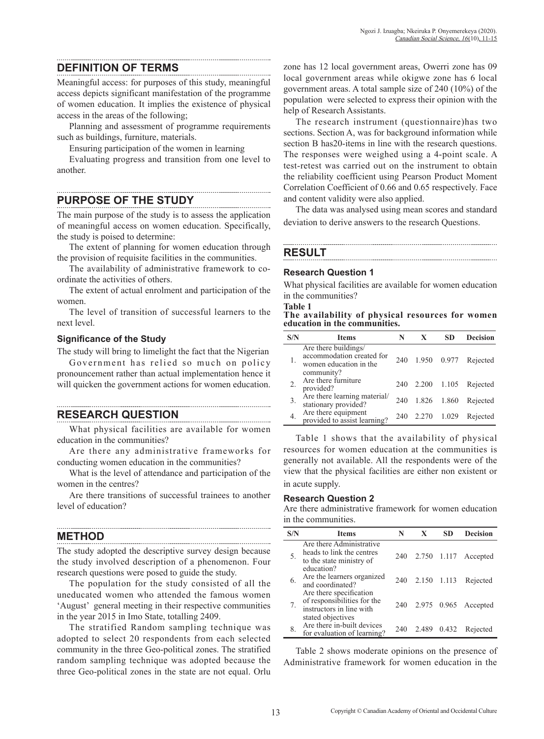## DEFINITION OF TERMS

Meaningful access: for purposes of this study, meaningful access depicts significant manifestation of the programme of women education. It implies the existence of physical access in the areas of the following;

Planning and assessment of programme requirements such as buildings, furniture, materials.

Ensuring participation of the women in learning

Evaluating progress and transition from one level to another.

## PURPOSE OF THE STUDY

The main purpose of the study is to assess the application of meaningful access on women education. Specifically, the study is poised to determine:

The extent of planning for women education through the provision of requisite facilities in the communities.

The availability of administrative framework to co-ordinate the activities of others.

The extent of actual enrolment and participation of the women.

The level of transition of successful learners to the next level.

### Significance of the Study

The study will bring to limelight the fact that the Nigerian Government has relied so much on policy pronouncement rather than actual implementation hence it will quicken the government actions for women education.

## RESEARCH QUESTION

What physical facilities are available for women education in the communities?

Are there any administrative frameworks for conducting women education in the communities?

What is the level of attendance and participation of the women in the centres?

Are there transitions of successful trainees to another level of education?

## METHOD

The study adopted the descriptive survey design because the study involved description of a phenomenon. Four research questions were posed to guide the study.

The population for the study consisted of all the uneducated women who attended the famous women 'August' general meeting in their respective communities in the year 2015 in Imo State, totalling 2409.

The stratified Random sampling technique was adopted to select 20 respondents from each selected community in the three Geo-political zones. The stratified random sampling technique was adopted because the three Geo-political zones in the state are not equal. Orlu zone has 12 local government areas, Owerri zone has 09 local government areas while okigwe zone has 6 local government areas. A total sample size of 240 (10%) of the population were selected to express their opinion with the help of Research Assistants.

The research instrument (questionnaire)has two sections. Section A, was for background information while section B has20-items in line with the research questions. The responses were weighed using a 4-point scale. A test-retest was carried out on the instrument to obtain the reliability coefficient using Pearson Product Moment Correlation Coefficient of 0.66 and 0.65 respectively. Face and content validity were also applied.

The data was analysed using mean scores and standard deviation to derive answers to the research Questions.

## RESULT

### Research Question 1

What physical facilities are available for women education in the communities?

**Table 1**
**The availability of physical resources for women education in the communities.**

| S/N | Items | N | X | SD | Decision |
|---|---|---|---|---|---|
| 1. | Are there buildings/ accommodation created for women education in the community? | 240 | 1.950 | 0.977 | Rejected |
| 2. | Are there furniture provided? | 240 | 2.200 | 1.105 | Rejected |
| 3. | Are there learning material/ stationary provided? | 240 | 1.826 | 1.860 | Rejected |
| 4. | Are there equipment provided to assist learning? | 240 | 2.270 | 1.029 | Rejected |

Table 1 shows that the availability of physical resources for women education at the communities is generally not available. All the respondents were of the view that the physical facilities are either non existent or in acute supply.

### Research Question 2

Are there administrative framework for women education in the communities.

| S/N | Items | N | X | SD | Decision |
|---|---|---|---|---|---|
| 5. | Are there Administrative heads to link the centres to the state ministry of education? | 240 | 2.750 | 1.117 | Accepted |
| 6. | Are the learners organized and coordinated? | 240 | 2.150 | 1.113 | Rejected |
| 7. | Are there specification of responsibilities for the instructors in line with stated objectives | 240 | 2.975 | 0.965 | Accepted |
| 8. | Are there in-built devices for evaluation of learning? | 240 | 2.489 | 0.432 | Rejected |

Table 2 shows moderate opinions on the presence of Administrative framework for women education in the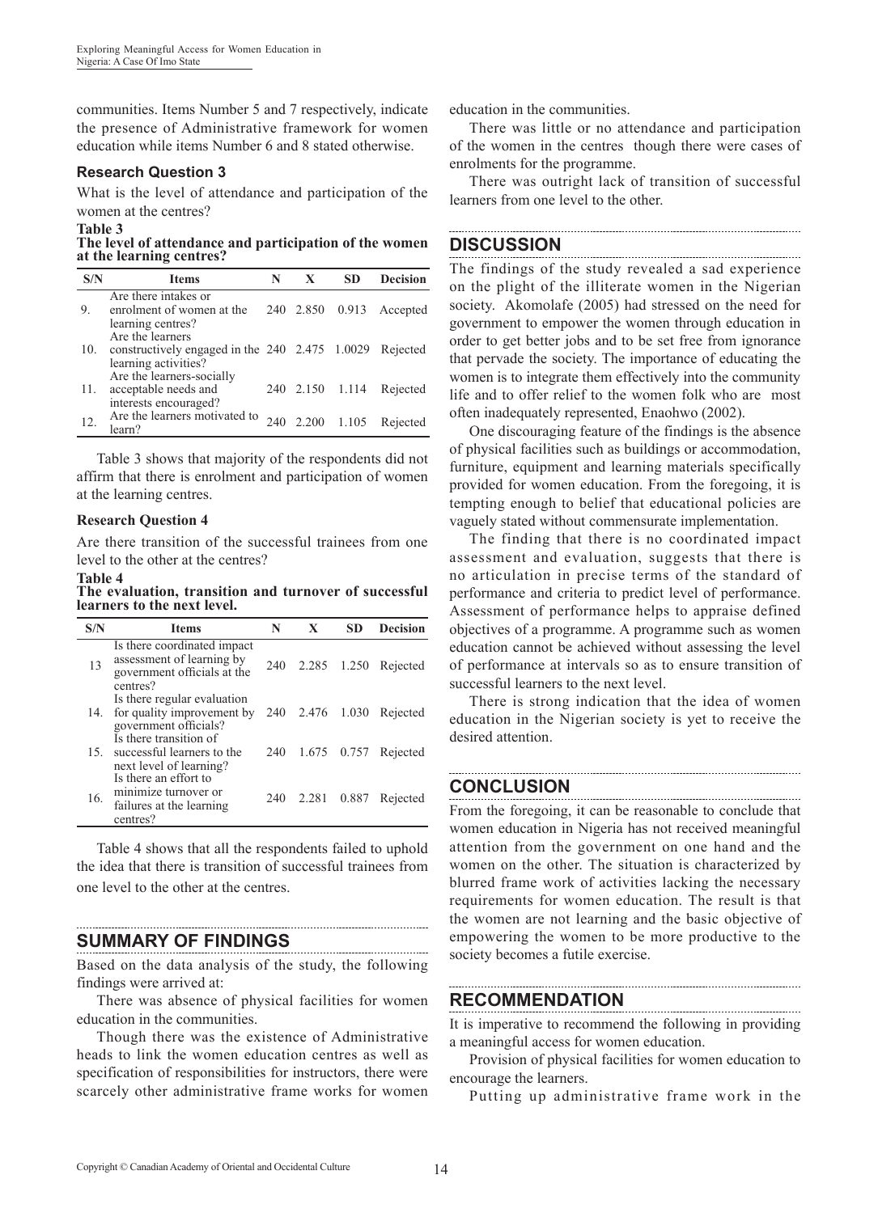communities. Items Number 5 and 7 respectively, indicate the presence of Administrative framework for women education while items Number 6 and 8 stated otherwise.

**Research Question 3**

What is the level of attendance and participation of the women at the centres?

**Table 3**
**The level of attendance and participation of the women at the learning centres?**

| S/N | Items | N | X | SD | Decision |
|---|---|---|---|---|---|
| 9. | Are there intakes or enrolment of women at the learning centres? | 240 | 2.850 | 0.913 | Accepted |
| 10. | Are the learners constructively engaged in the learning activities? | 240 | 2.475 | 1.0029 | Rejected |
| 11. | Are the learners-socially acceptable needs and interests encouraged? | 240 | 2.150 | 1.114 | Rejected |
| 12. | Are the learners motivated to learn? | 240 | 2.200 | 1.105 | Rejected |

Table 3 shows that majority of the respondents did not affirm that there is enrolment and participation of women at the learning centres.

**Research Question 4**

Are there transition of the successful trainees from one level to the other at the centres?

**Table 4**
**The evaluation, transition and turnover of successful learners to the next level.**

| S/N | Items | N | X | SD | Decision |
|---|---|---|---|---|---|
| 13 | Is there coordinated impact assessment of learning by government officials at the centres? | 240 | 2.285 | 1.250 | Rejected |
| 14. | Is there regular evaluation for quality improvement by government officials? | 240 | 2.476 | 1.030 | Rejected |
| 15. | Is there transition of successful learners to the next level of learning? | 240 | 1.675 | 0.757 | Rejected |
| 16. | Is there an effort to minimize turnover or failures at the learning centres? | 240 | 2.281 | 0.887 | Rejected |

Table 4 shows that all the respondents failed to uphold the idea that there is transition of successful trainees from one level to the other at the centres.

## SUMMARY OF FINDINGS

Based on the data analysis of the study, the following findings were arrived at:

There was absence of physical facilities for women education in the communities.

Though there was the existence of Administrative heads to link the women education centres as well as specification of responsibilities for instructors, there were scarcely other administrative frame works for women education in the communities.

There was little or no attendance and participation of the women in the centres though there were cases of enrolments for the programme.

There was outright lack of transition of successful learners from one level to the other.

## DISCUSSION

The findings of the study revealed a sad experience on the plight of the illiterate women in the Nigerian society. Akomolafe (2005) had stressed on the need for government to empower the women through education in order to get better jobs and to be set free from ignorance that pervade the society. The importance of educating the women is to integrate them effectively into the community life and to offer relief to the women folk who are most often inadequately represented, Enaohwo (2002).

One discouraging feature of the findings is the absence of physical facilities such as buildings or accommodation, furniture, equipment and learning materials specifically provided for women education. From the foregoing, it is tempting enough to belief that educational policies are vaguely stated without commensurate implementation.

The finding that there is no coordinated impact assessment and evaluation, suggests that there is no articulation in precise terms of the standard of performance and criteria to predict level of performance. Assessment of performance helps to appraise defined objectives of a programme. A programme such as women education cannot be achieved without assessing the level of performance at intervals so as to ensure transition of successful learners to the next level.

There is strong indication that the idea of women education in the Nigerian society is yet to receive the desired attention.

## CONCLUSION

From the foregoing, it can be reasonable to conclude that women education in Nigeria has not received meaningful attention from the government on one hand and the women on the other. The situation is characterized by blurred frame work of activities lacking the necessary requirements for women education. The result is that the women are not learning and the basic objective of empowering the women to be more productive to the society becomes a futile exercise.

## RECOMMENDATION

It is imperative to recommend the following in providing a meaningful access for women education.

Provision of physical facilities for women education to encourage the learners.

Putting up administrative frame work in the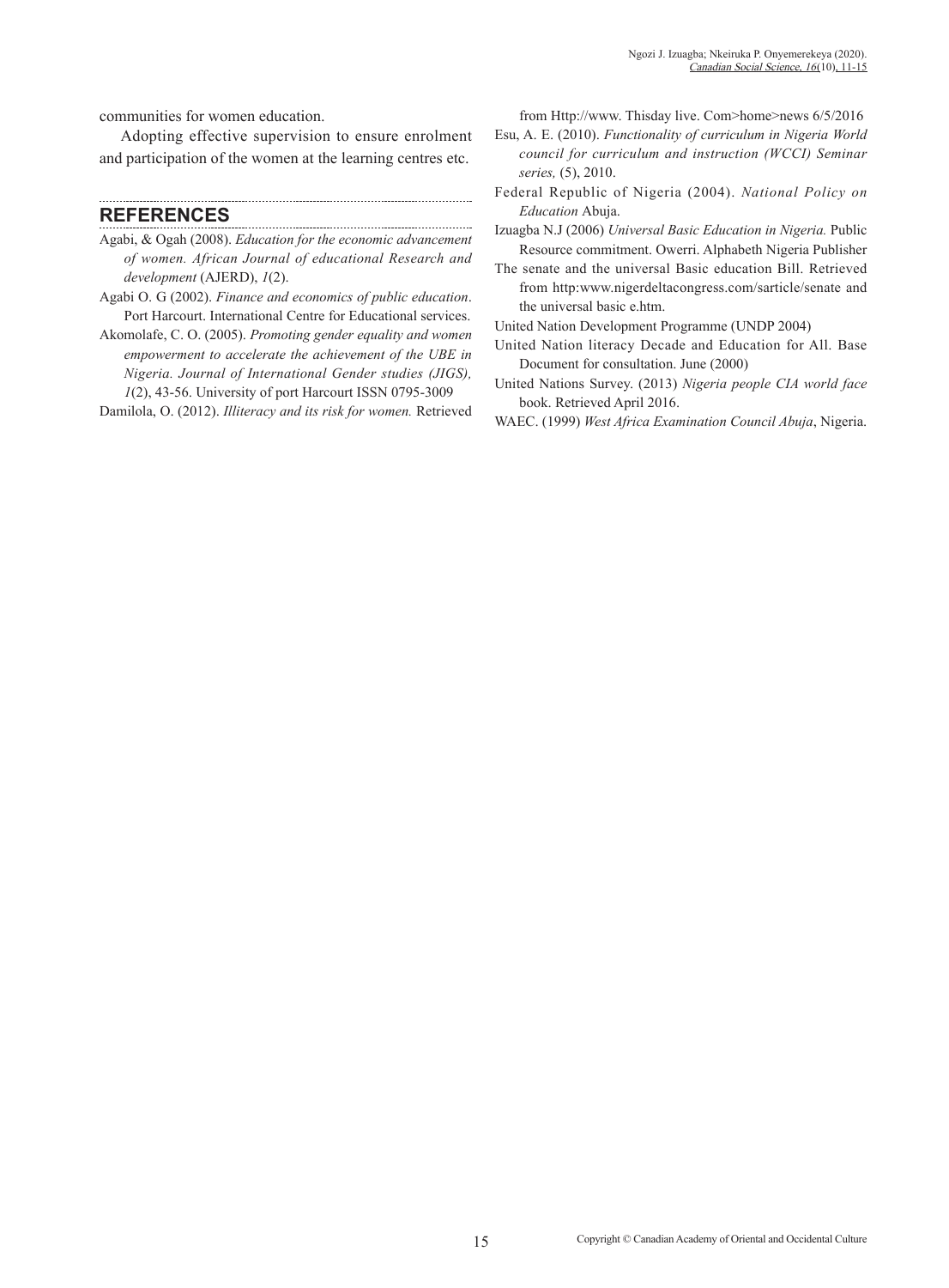communities for women education.

Adopting effective supervision to ensure enrolment and participation of the women at the learning centres etc.

## REFERENCES

Agabi, & Ogah (2008). *Education for the economic advancement of women. African Journal of educational Research and development* (AJERD), *1*(2).

Agabi O. G (2002). *Finance and economics of public education*. Port Harcourt. International Centre for Educational services.

Akomolafe, C. O. (2005). *Promoting gender equality and women empowerment to accelerate the achievement of the UBE in Nigeria. Journal of International Gender studies (JIGS), 1*(2), 43-56. University of port Harcourt ISSN 0795-3009

Damilola, O. (2012). *Illiteracy and its risk for women.* Retrieved from Http://www. Thisday live. Com>home>news 6/5/2016

Esu, A. E. (2010). *Functionality of curriculum in Nigeria World council for curriculum and instruction (WCCI) Seminar series,* (5), 2010.

Federal Republic of Nigeria (2004). *National Policy on Education* Abuja.

Izuagba N.J (2006) *Universal Basic Education in Nigeria.* Public Resource commitment. Owerri. Alphabeth Nigeria Publisher

The senate and the universal Basic education Bill. Retrieved from http:www.nigerdeltacongress.com/sarticle/senate and the universal basic e.htm.

United Nation Development Programme (UNDP 2004)

United Nation literacy Decade and Education for All. Base Document for consultation. June (2000)

United Nations Survey. (2013) *Nigeria people CIA world face* book. Retrieved April 2016.

WAEC. (1999) *West Africa Examination Council Abuja*, Nigeria.